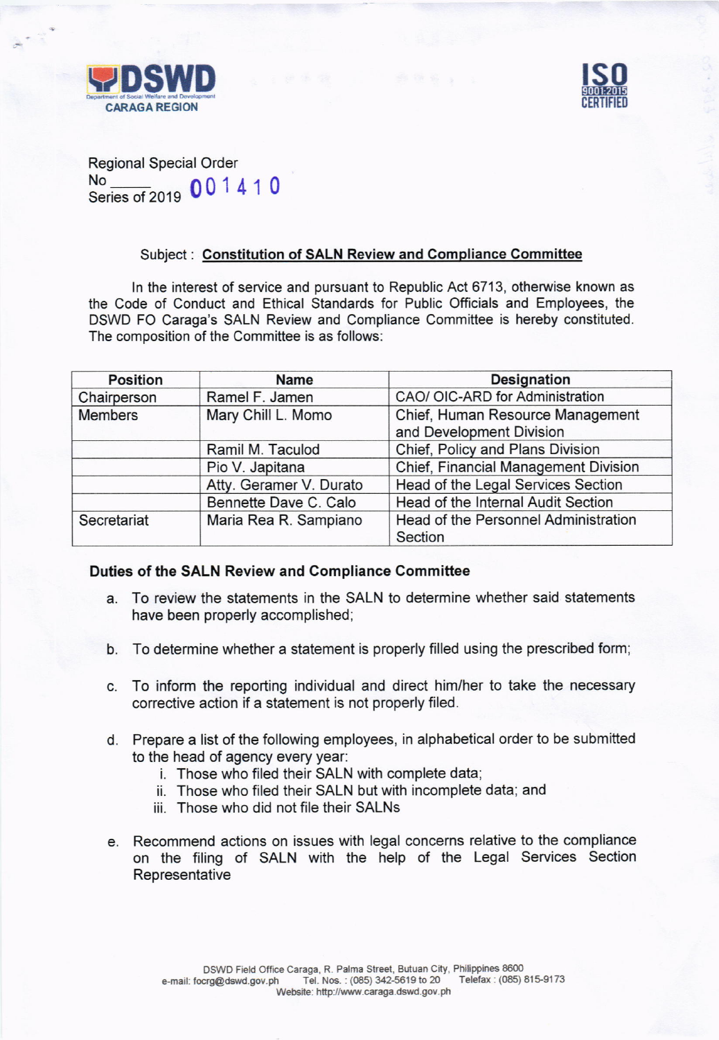DSWD
Department of Social Welfare and Development
CARAGA REGION

ISO 9001:2015 CERTIFIED

Regional Special Order
No 001410
Series of 2019

Subject : **Constitution of SALN Review and Compliance Committee**

In the interest of service and pursuant to Republic Act 6713, otherwise known as the Code of Conduct and Ethical Standards for Public Officials and Employees, the DSWD FO Caraga's SALN Review and Compliance Committee is hereby constituted. The composition of the Committee is as follows:

| Position | Name | Designation |
| --- | --- | --- |
| Chairperson | Ramel F. Jamen | CAO/ OIC-ARD for Administration |
| Members | Mary Chill L. Momo | Chief, Human Resource Management and Development Division |
| | Ramil M. Taculod | Chief, Policy and Plans Division |
| | Pio V. Japitana | Chief, Financial Management Division |
| | Atty. Geramer V. Durato | Head of the Legal Services Section |
| | Bennette Dave C. Calo | Head of the Internal Audit Section |
| Secretariat | Maria Rea R. Sampiano | Head of the Personnel Administration Section |

**Duties of the SALN Review and Compliance Committee**

a. To review the statements in the SALN to determine whether said statements have been properly accomplished;

b. To determine whether a statement is properly filled using the prescribed form;

c. To inform the reporting individual and direct him/her to take the necessary corrective action if a statement is not properly filed.

d. Prepare a list of the following employees, in alphabetical order to be submitted to the head of agency every year:
   i. Those who filed their SALN with complete data;
   ii. Those who filed their SALN but with incomplete data; and
   iii. Those who did not file their SALNs

e. Recommend actions on issues with legal concerns relative to the compliance on the filing of SALN with the help of the Legal Services Section Representative

DSWD Field Office Caraga, R. Palma Street, Butuan City, Philippines 8600
e-mail: focrg@dswd.gov.ph Tel. Nos. : (085) 342-5619 to 20 Telefax : (085) 815-9173
Website: http://www.caraga.dswd.gov.ph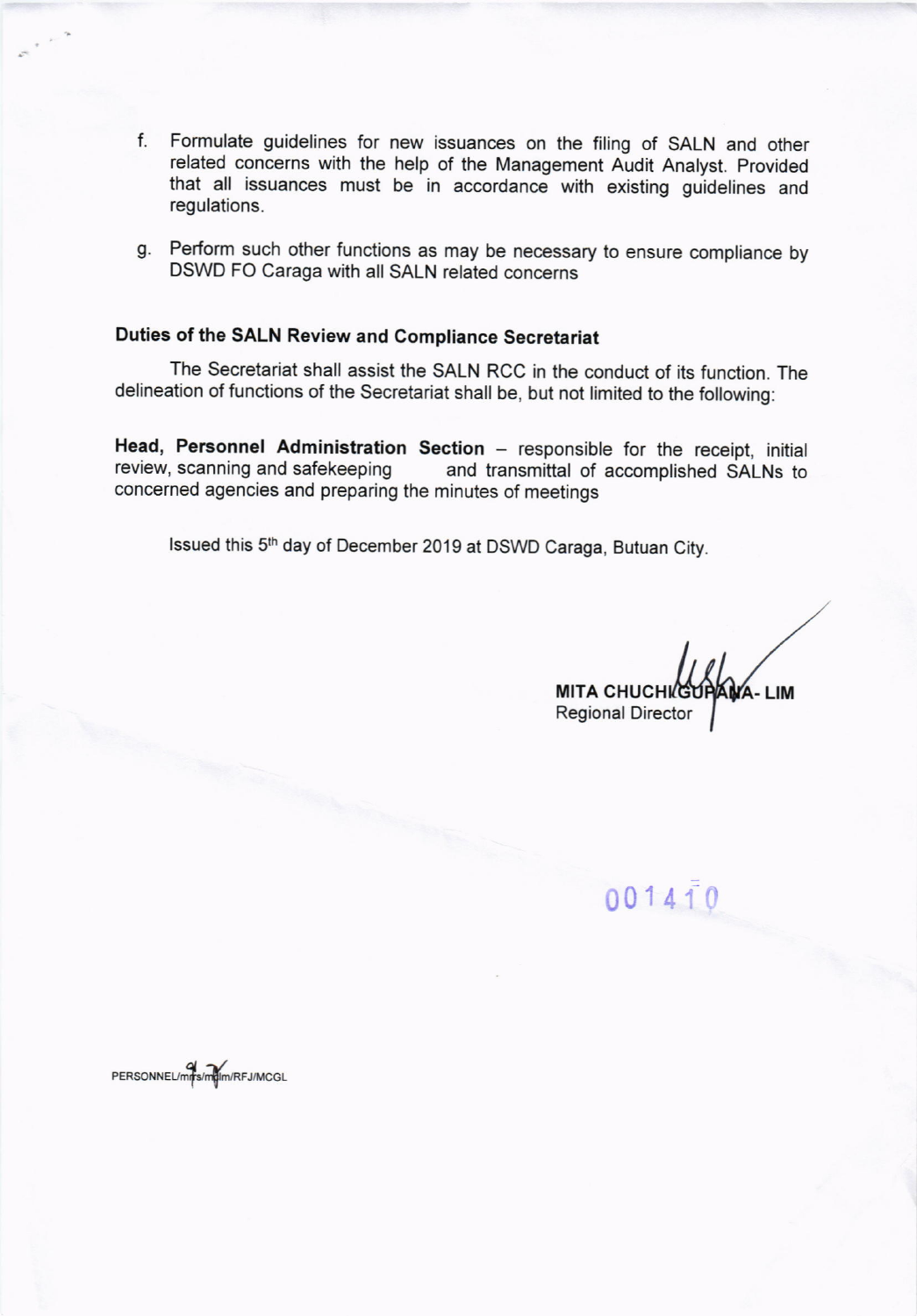f. Formulate guidelines for new issuances on the filing of SALN and other related concerns with the help of the Management Audit Analyst. Provided that all issuances must be in accordance with existing guidelines and regulations.

g. Perform such other functions as may be necessary to ensure compliance by DSWD FO Caraga with all SALN related concerns

**Duties of the SALN Review and Compliance Secretariat**

The Secretariat shall assist the SALN RCC in the conduct of its function. The delineation of functions of the Secretariat shall be, but not limited to the following:

**Head, Personnel Administration Section** – responsible for the receipt, initial review, scanning and safekeeping and transmittal of accomplished SALNs to concerned agencies and preparing the minutes of meetings

Issued this 5th day of December 2019 at DSWD Caraga, Butuan City.

**MITA CHUCHI GUPANA- LIM**
Regional Director

001410

PERSONNEL/mrs/mjlm/RFJ/MCGL